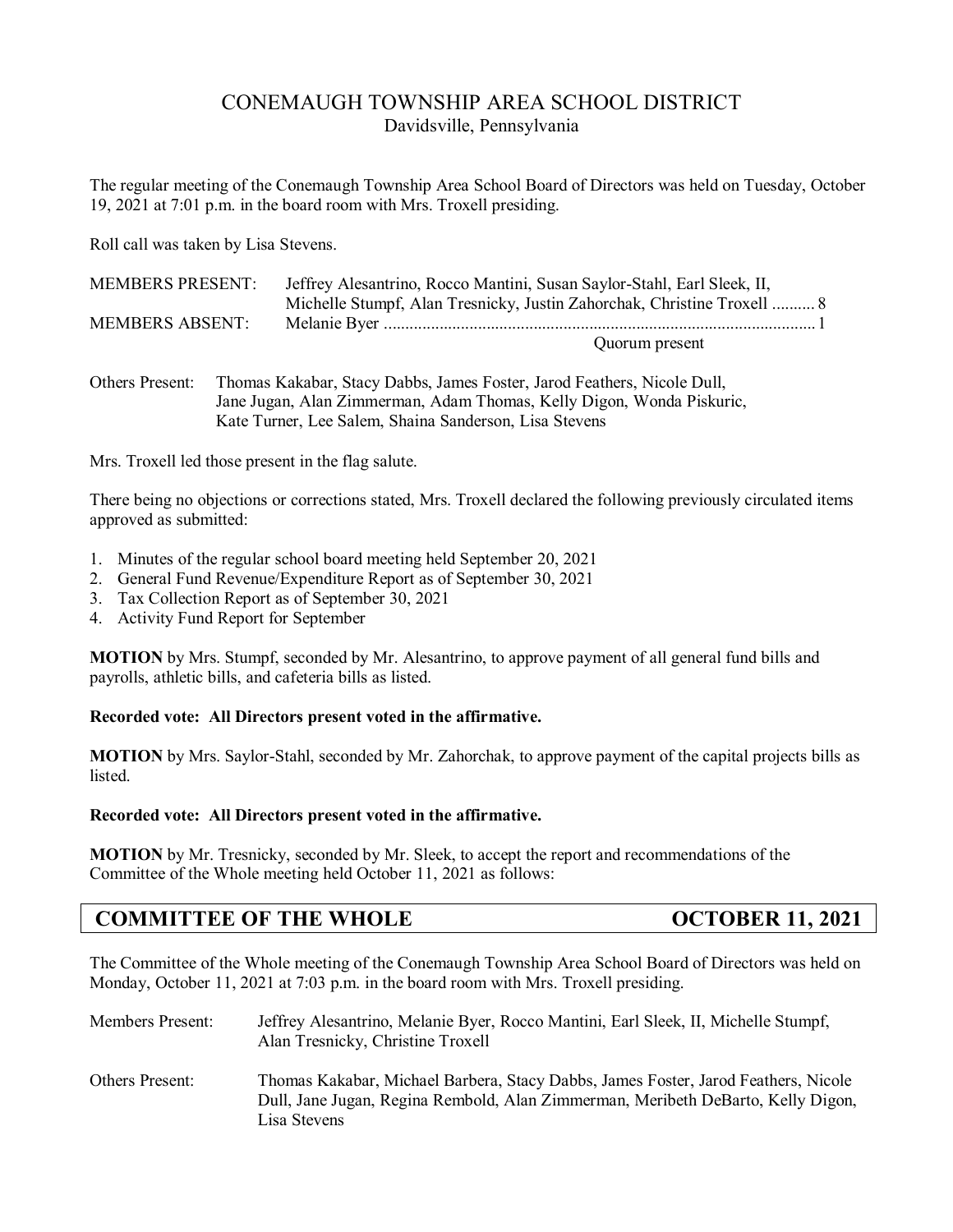# CONEMAUGH TOWNSHIP AREA SCHOOL DISTRICT

Davidsville, Pennsylvania

The regular meeting of the Conemaugh Township Area School Board of Directors was held on Tuesday, October 19, 2021 at 7:01 p.m. in the board room with Mrs. Troxell presiding.

Roll call was taken by Lisa Stevens.

| | | |
|---|---|---|
| MEMBERS PRESENT: | Jeffrey Alesantrino, Rocco Mantini, Susan Saylor-Stahl, Earl Sleek, II, Michelle Stumpf, Alan Tresnicky, Justin Zahorchak, Christine Troxell | 8 |
| MEMBERS ABSENT: | Melanie Byer | 1 |
| | Quorum present | |

Others Present: Thomas Kakabar, Stacy Dabbs, James Foster, Jarod Feathers, Nicole Dull, Jane Jugan, Alan Zimmerman, Adam Thomas, Kelly Digon, Wonda Piskuric, Kate Turner, Lee Salem, Shaina Sanderson, Lisa Stevens

Mrs. Troxell led those present in the flag salute.

There being no objections or corrections stated, Mrs. Troxell declared the following previously circulated items approved as submitted:

1. Minutes of the regular school board meeting held September 20, 2021
2. General Fund Revenue/Expenditure Report as of September 30, 2021
3. Tax Collection Report as of September 30, 2021
4. Activity Fund Report for September

**MOTION** by Mrs. Stumpf, seconded by Mr. Alesantrino, to approve payment of all general fund bills and payrolls, athletic bills, and cafeteria bills as listed.

**Recorded vote: All Directors present voted in the affirmative.**

**MOTION** by Mrs. Saylor-Stahl, seconded by Mr. Zahorchak, to approve payment of the capital projects bills as listed.

**Recorded vote: All Directors present voted in the affirmative.**

**MOTION** by Mr. Tresnicky, seconded by Mr. Sleek, to accept the report and recommendations of the Committee of the Whole meeting held October 11, 2021 as follows:

## COMMITTEE OF THE WHOLE — OCTOBER 11, 2021

The Committee of the Whole meeting of the Conemaugh Township Area School Board of Directors was held on Monday, October 11, 2021 at 7:03 p.m. in the board room with Mrs. Troxell presiding.

| | |
|---|---|
| Members Present: | Jeffrey Alesantrino, Melanie Byer, Rocco Mantini, Earl Sleek, II, Michelle Stumpf, Alan Tresnicky, Christine Troxell |
| Others Present: | Thomas Kakabar, Michael Barbera, Stacy Dabbs, James Foster, Jarod Feathers, Nicole Dull, Jane Jugan, Regina Rembold, Alan Zimmerman, Meribeth DeBarto, Kelly Digon, Lisa Stevens |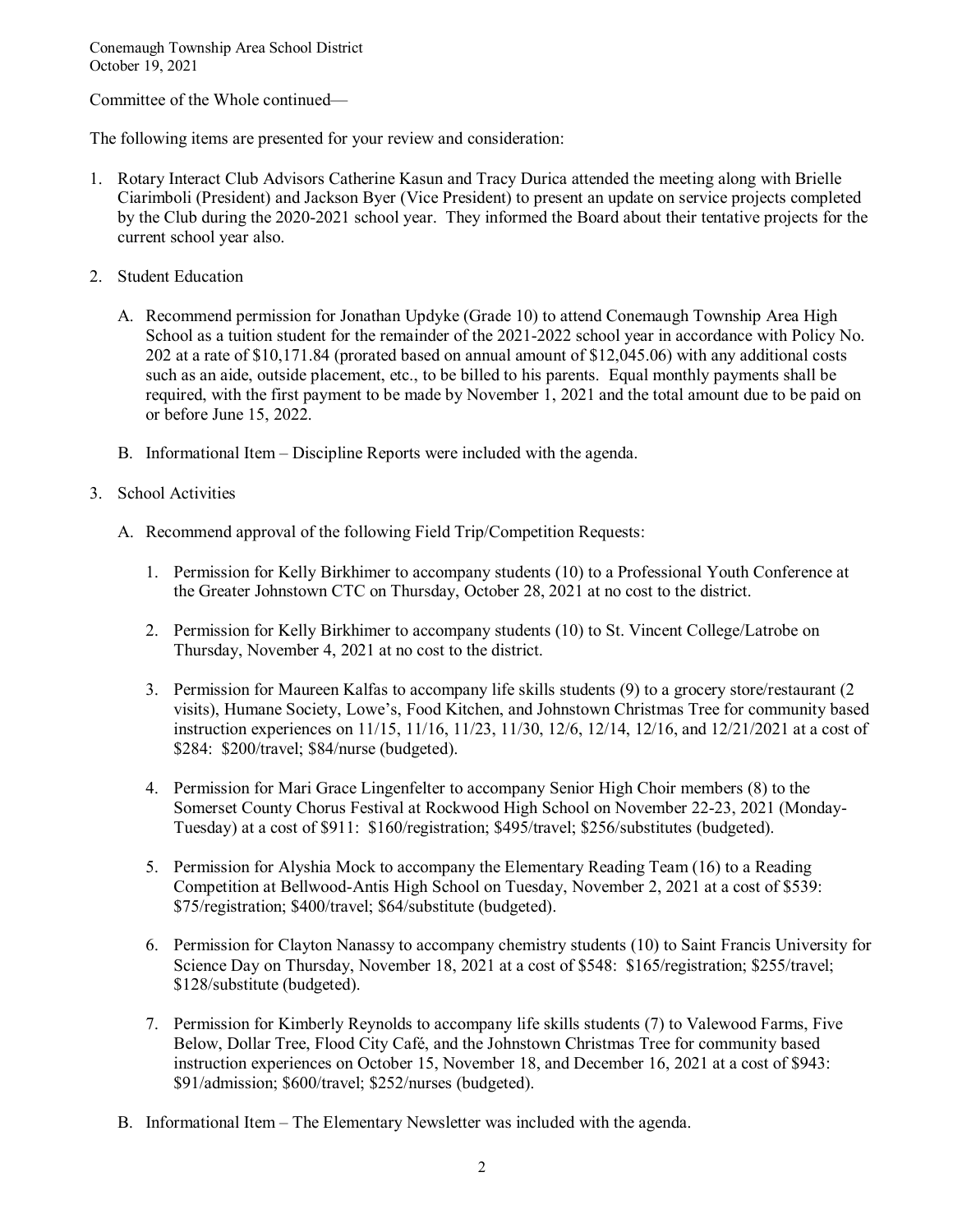Committee of the Whole continued—

The following items are presented for your review and consideration:

1. Rotary Interact Club Advisors Catherine Kasun and Tracy Durica attended the meeting along with Brielle Ciarimboli (President) and Jackson Byer (Vice President) to present an update on service projects completed by the Club during the 2020-2021 school year. They informed the Board about their tentative projects for the current school year also.

2. Student Education

   A. Recommend permission for Jonathan Updyke (Grade 10) to attend Conemaugh Township Area High School as a tuition student for the remainder of the 2021-2022 school year in accordance with Policy No. 202 at a rate of $10,171.84 (prorated based on annual amount of $12,045.06) with any additional costs such as an aide, outside placement, etc., to be billed to his parents. Equal monthly payments shall be required, with the first payment to be made by November 1, 2021 and the total amount due to be paid on or before June 15, 2022.

   B. Informational Item – Discipline Reports were included with the agenda.

3. School Activities

   A. Recommend approval of the following Field Trip/Competition Requests:

      1. Permission for Kelly Birkhimer to accompany students (10) to a Professional Youth Conference at the Greater Johnstown CTC on Thursday, October 28, 2021 at no cost to the district.

      2. Permission for Kelly Birkhimer to accompany students (10) to St. Vincent College/Latrobe on Thursday, November 4, 2021 at no cost to the district.

      3. Permission for Maureen Kalfas to accompany life skills students (9) to a grocery store/restaurant (2 visits), Humane Society, Lowe's, Food Kitchen, and Johnstown Christmas Tree for community based instruction experiences on 11/15, 11/16, 11/23, 11/30, 12/6, 12/14, 12/16, and 12/21/2021 at a cost of $284: $200/travel; $84/nurse (budgeted).

      4. Permission for Mari Grace Lingenfelter to accompany Senior High Choir members (8) to the Somerset County Chorus Festival at Rockwood High School on November 22-23, 2021 (Monday-Tuesday) at a cost of $911: $160/registration; $495/travel; $256/substitutes (budgeted).

      5. Permission for Alyshia Mock to accompany the Elementary Reading Team (16) to a Reading Competition at Bellwood-Antis High School on Tuesday, November 2, 2021 at a cost of $539: $75/registration; $400/travel; $64/substitute (budgeted).

      6. Permission for Clayton Nanassy to accompany chemistry students (10) to Saint Francis University for Science Day on Thursday, November 18, 2021 at a cost of $548: $165/registration; $255/travel; $128/substitute (budgeted).

      7. Permission for Kimberly Reynolds to accompany life skills students (7) to Valewood Farms, Five Below, Dollar Tree, Flood City Café, and the Johnstown Christmas Tree for community based instruction experiences on October 15, November 18, and December 16, 2021 at a cost of $943: $91/admission; $600/travel; $252/nurses (budgeted).

   B. Informational Item – The Elementary Newsletter was included with the agenda.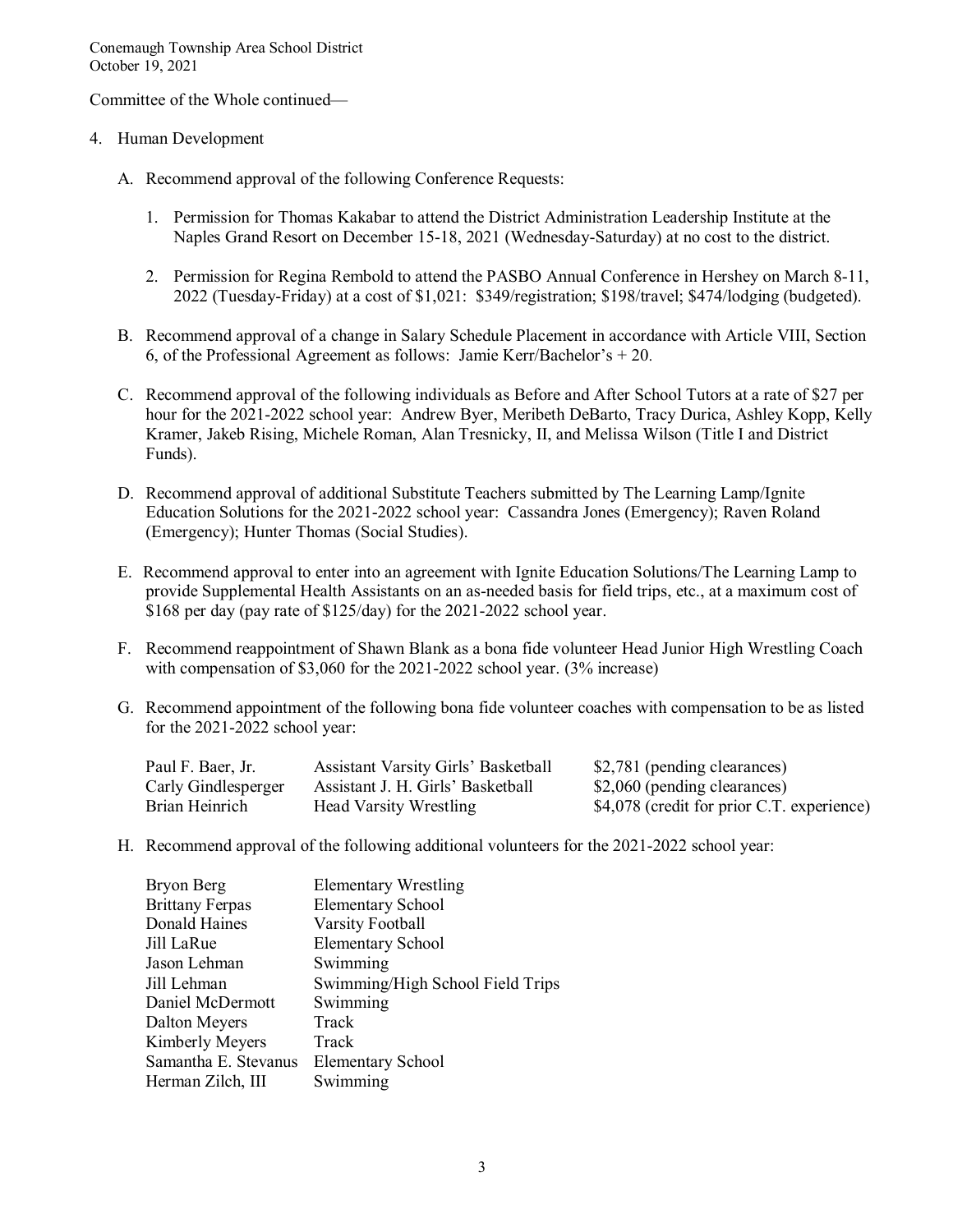Committee of the Whole continued—

4. Human Development

   A. Recommend approval of the following Conference Requests:

      1. Permission for Thomas Kakabar to attend the District Administration Leadership Institute at the Naples Grand Resort on December 15-18, 2021 (Wednesday-Saturday) at no cost to the district.

      2. Permission for Regina Rembold to attend the PASBO Annual Conference in Hershey on March 8-11, 2022 (Tuesday-Friday) at a cost of $1,021: $349/registration; $198/travel; $474/lodging (budgeted).

   B. Recommend approval of a change in Salary Schedule Placement in accordance with Article VIII, Section 6, of the Professional Agreement as follows: Jamie Kerr/Bachelor's + 20.

   C. Recommend approval of the following individuals as Before and After School Tutors at a rate of $27 per hour for the 2021-2022 school year: Andrew Byer, Meribeth DeBarto, Tracy Durica, Ashley Kopp, Kelly Kramer, Jakeb Rising, Michele Roman, Alan Tresnicky, II, and Melissa Wilson (Title I and District Funds).

   D. Recommend approval of additional Substitute Teachers submitted by The Learning Lamp/Ignite Education Solutions for the 2021-2022 school year: Cassandra Jones (Emergency); Raven Roland (Emergency); Hunter Thomas (Social Studies).

   E. Recommend approval to enter into an agreement with Ignite Education Solutions/The Learning Lamp to provide Supplemental Health Assistants on an as-needed basis for field trips, etc., at a maximum cost of $168 per day (pay rate of $125/day) for the 2021-2022 school year.

   F. Recommend reappointment of Shawn Blank as a bona fide volunteer Head Junior High Wrestling Coach with compensation of $3,060 for the 2021-2022 school year. (3% increase)

   G. Recommend appointment of the following bona fide volunteer coaches with compensation to be as listed for the 2021-2022 school year:

| | | |
|---|---|---|
| Paul F. Baer, Jr. | Assistant Varsity Girls' Basketball | $2,781 (pending clearances) |
| Carly Gindlesperger | Assistant J. H. Girls' Basketball | $2,060 (pending clearances) |
| Brian Heinrich | Head Varsity Wrestling | $4,078 (credit for prior C.T. experience) |

   H. Recommend approval of the following additional volunteers for the 2021-2022 school year:

| | |
|---|---|
| Bryon Berg | Elementary Wrestling |
| Brittany Ferpas | Elementary School |
| Donald Haines | Varsity Football |
| Jill LaRue | Elementary School |
| Jason Lehman | Swimming |
| Jill Lehman | Swimming/High School Field Trips |
| Daniel McDermott | Swimming |
| Dalton Meyers | Track |
| Kimberly Meyers | Track |
| Samantha E. Stevanus | Elementary School |
| Herman Zilch, III | Swimming |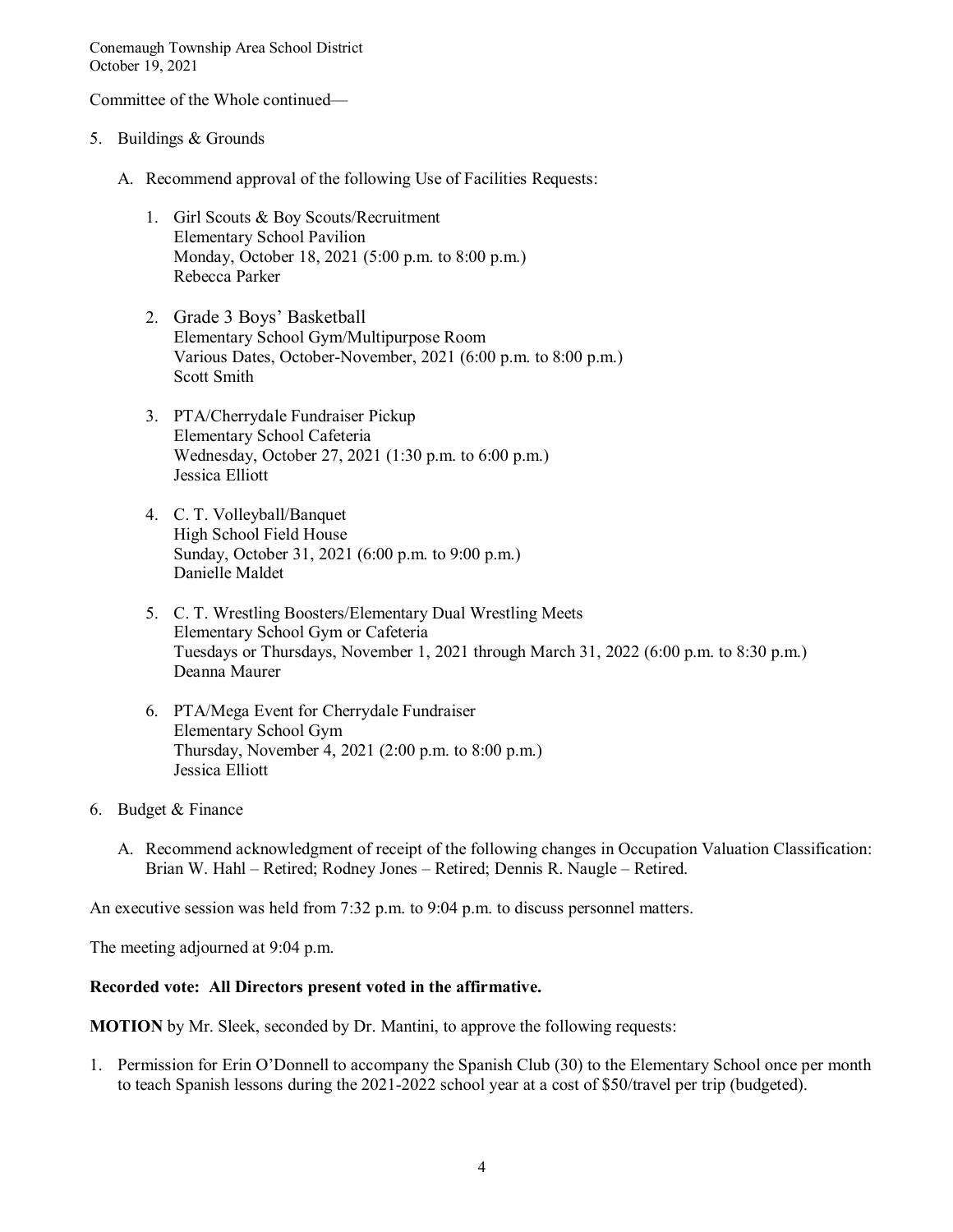Committee of the Whole continued—

5. Buildings & Grounds

   A. Recommend approval of the following Use of Facilities Requests:

      1. Girl Scouts & Boy Scouts/Recruitment
         Elementary School Pavilion
         Monday, October 18, 2021 (5:00 p.m. to 8:00 p.m.)
         Rebecca Parker

      2. Grade 3 Boys' Basketball
         Elementary School Gym/Multipurpose Room
         Various Dates, October-November, 2021 (6:00 p.m. to 8:00 p.m.)
         Scott Smith

      3. PTA/Cherrydale Fundraiser Pickup
         Elementary School Cafeteria
         Wednesday, October 27, 2021 (1:30 p.m. to 6:00 p.m.)
         Jessica Elliott

      4. C. T. Volleyball/Banquet
         High School Field House
         Sunday, October 31, 2021 (6:00 p.m. to 9:00 p.m.)
         Danielle Maldet

      5. C. T. Wrestling Boosters/Elementary Dual Wrestling Meets
         Elementary School Gym or Cafeteria
         Tuesdays or Thursdays, November 1, 2021 through March 31, 2022 (6:00 p.m. to 8:30 p.m.)
         Deanna Maurer

      6. PTA/Mega Event for Cherrydale Fundraiser
         Elementary School Gym
         Thursday, November 4, 2021 (2:00 p.m. to 8:00 p.m.)
         Jessica Elliott

6. Budget & Finance

   A. Recommend acknowledgment of receipt of the following changes in Occupation Valuation Classification: Brian W. Hahl – Retired; Rodney Jones – Retired; Dennis R. Naugle – Retired.

An executive session was held from 7:32 p.m. to 9:04 p.m. to discuss personnel matters.

The meeting adjourned at 9:04 p.m.

**Recorded vote: All Directors present voted in the affirmative.**

**MOTION** by Mr. Sleek, seconded by Dr. Mantini, to approve the following requests:

1. Permission for Erin O'Donnell to accompany the Spanish Club (30) to the Elementary School once per month to teach Spanish lessons during the 2021-2022 school year at a cost of $50/travel per trip (budgeted).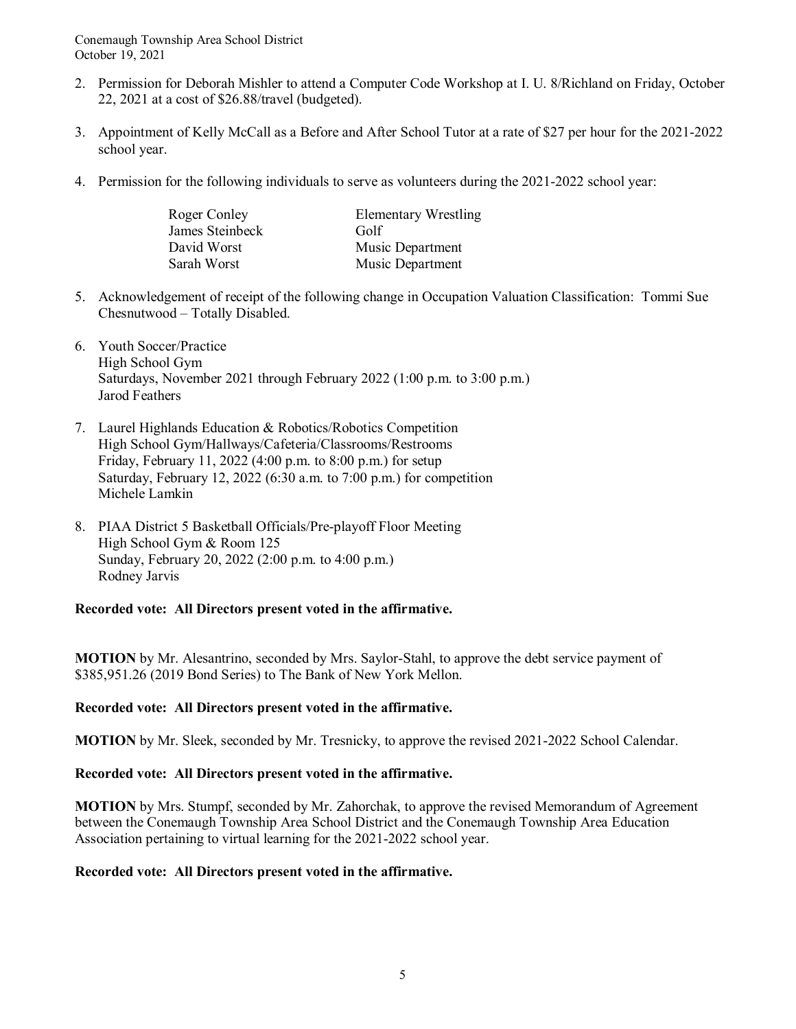2. Permission for Deborah Mishler to attend a Computer Code Workshop at I. U. 8/Richland on Friday, October 22, 2021 at a cost of $26.88/travel (budgeted).

3. Appointment of Kelly McCall as a Before and After School Tutor at a rate of $27 per hour for the 2021-2022 school year.

4. Permission for the following individuals to serve as volunteers during the 2021-2022 school year:

| | |
|---|---|
| Roger Conley | Elementary Wrestling |
| James Steinbeck | Golf |
| David Worst | Music Department |
| Sarah Worst | Music Department |

5. Acknowledgement of receipt of the following change in Occupation Valuation Classification: Tommi Sue Chesnutwood – Totally Disabled.

6. Youth Soccer/Practice
   High School Gym
   Saturdays, November 2021 through February 2022 (1:00 p.m. to 3:00 p.m.)
   Jarod Feathers

7. Laurel Highlands Education & Robotics/Robotics Competition
   High School Gym/Hallways/Cafeteria/Classrooms/Restrooms
   Friday, February 11, 2022 (4:00 p.m. to 8:00 p.m.) for setup
   Saturday, February 12, 2022 (6:30 a.m. to 7:00 p.m.) for competition
   Michele Lamkin

8. PIAA District 5 Basketball Officials/Pre-playoff Floor Meeting
   High School Gym & Room 125
   Sunday, February 20, 2022 (2:00 p.m. to 4:00 p.m.)
   Rodney Jarvis

**Recorded vote: All Directors present voted in the affirmative.**

**MOTION** by Mr. Alesantrino, seconded by Mrs. Saylor-Stahl, to approve the debt service payment of $385,951.26 (2019 Bond Series) to The Bank of New York Mellon.

**Recorded vote: All Directors present voted in the affirmative.**

**MOTION** by Mr. Sleek, seconded by Mr. Tresnicky, to approve the revised 2021-2022 School Calendar.

**Recorded vote: All Directors present voted in the affirmative.**

**MOTION** by Mrs. Stumpf, seconded by Mr. Zahorchak, to approve the revised Memorandum of Agreement between the Conemaugh Township Area School District and the Conemaugh Township Area Education Association pertaining to virtual learning for the 2021-2022 school year.

**Recorded vote: All Directors present voted in the affirmative.**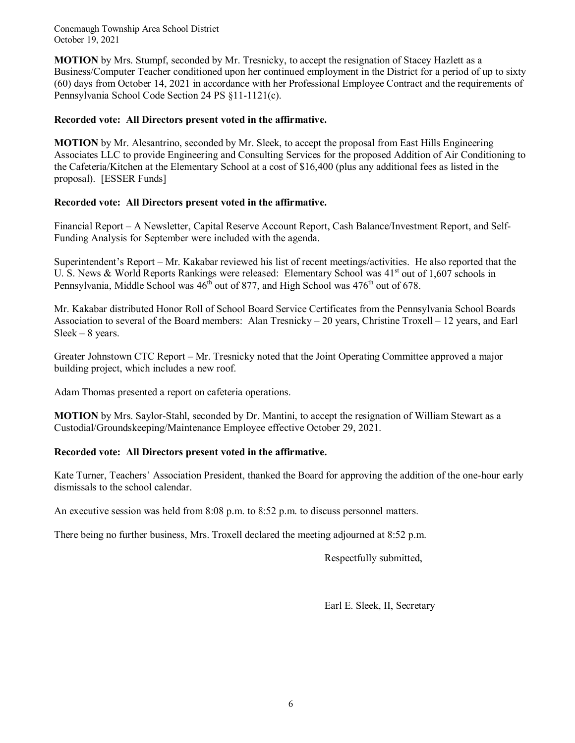**MOTION** by Mrs. Stumpf, seconded by Mr. Tresnicky, to accept the resignation of Stacey Hazlett as a Business/Computer Teacher conditioned upon her continued employment in the District for a period of up to sixty (60) days from October 14, 2021 in accordance with her Professional Employee Contract and the requirements of Pennsylvania School Code Section 24 PS §11-1121(c).

**Recorded vote: All Directors present voted in the affirmative.**

**MOTION** by Mr. Alesantrino, seconded by Mr. Sleek, to accept the proposal from East Hills Engineering Associates LLC to provide Engineering and Consulting Services for the proposed Addition of Air Conditioning to the Cafeteria/Kitchen at the Elementary School at a cost of $16,400 (plus any additional fees as listed in the proposal). [ESSER Funds]

**Recorded vote: All Directors present voted in the affirmative.**

Financial Report – A Newsletter, Capital Reserve Account Report, Cash Balance/Investment Report, and Self-Funding Analysis for September were included with the agenda.

Superintendent's Report – Mr. Kakabar reviewed his list of recent meetings/activities. He also reported that the U. S. News & World Reports Rankings were released: Elementary School was 41st out of 1,607 schools in Pennsylvania, Middle School was 46th out of 877, and High School was 476th out of 678.

Mr. Kakabar distributed Honor Roll of School Board Service Certificates from the Pennsylvania School Boards Association to several of the Board members: Alan Tresnicky – 20 years, Christine Troxell – 12 years, and Earl Sleek – 8 years.

Greater Johnstown CTC Report – Mr. Tresnicky noted that the Joint Operating Committee approved a major building project, which includes a new roof.

Adam Thomas presented a report on cafeteria operations.

**MOTION** by Mrs. Saylor-Stahl, seconded by Dr. Mantini, to accept the resignation of William Stewart as a Custodial/Groundskeeping/Maintenance Employee effective October 29, 2021.

**Recorded vote: All Directors present voted in the affirmative.**

Kate Turner, Teachers' Association President, thanked the Board for approving the addition of the one-hour early dismissals to the school calendar.

An executive session was held from 8:08 p.m. to 8:52 p.m. to discuss personnel matters.

There being no further business, Mrs. Troxell declared the meeting adjourned at 8:52 p.m.

Respectfully submitted,

Earl E. Sleek, II, Secretary